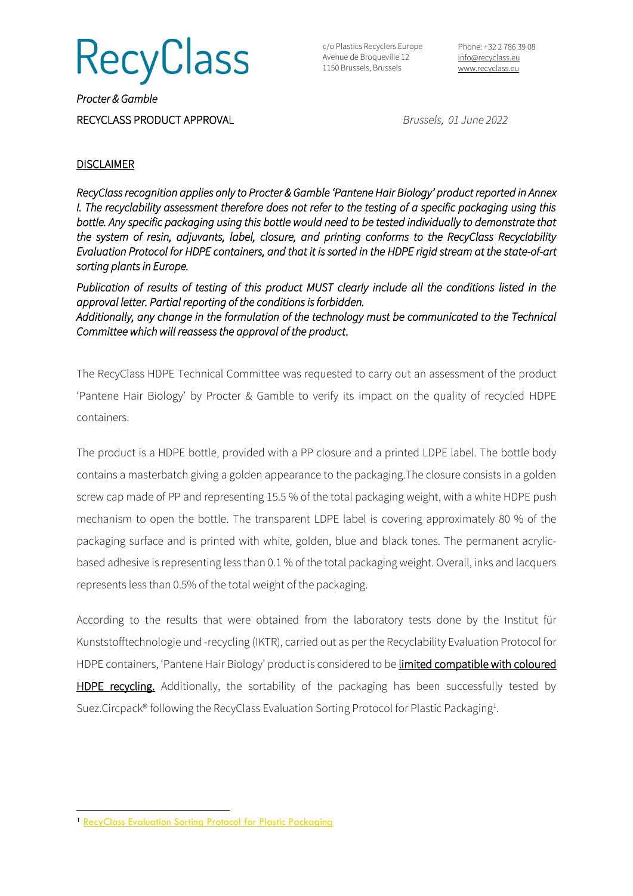# RecyClass

c/o Plastics Recyclers Europe
Avenue de Broqueville 12
1150 Brussels, Brussels

Phone: +32 2 786 39 08
info@recyclass.eu
www.recyclass.eu

*Procter & Gamble*

RECYCLASS PRODUCT APPROVAL

*Brussels, 01 June 2022*

## DISCLAIMER

*RecyClass recognition applies only to Procter & Gamble 'Pantene Hair Biology' product reported in Annex I. The recyclability assessment therefore does not refer to the testing of a specific packaging using this bottle. Any specific packaging using this bottle would need to be tested individually to demonstrate that the system of resin, adjuvants, label, closure, and printing conforms to the RecyClass Recyclability Evaluation Protocol for HDPE containers, and that it is sorted in the HDPE rigid stream at the state-of-art sorting plants in Europe.*

*Publication of results of testing of this product MUST clearly include all the conditions listed in the approval letter. Partial reporting of the conditions is forbidden.*
*Additionally, any change in the formulation of the technology must be communicated to the Technical Committee which will reassess the approval of the product.*

The RecyClass HDPE Technical Committee was requested to carry out an assessment of the product 'Pantene Hair Biology' by Procter & Gamble to verify its impact on the quality of recycled HDPE containers.

The product is a HDPE bottle, provided with a PP closure and a printed LDPE label. The bottle body contains a masterbatch giving a golden appearance to the packaging.The closure consists in a golden screw cap made of PP and representing 15.5 % of the total packaging weight, with a white HDPE push mechanism to open the bottle. The transparent LDPE label is covering approximately 80 % of the packaging surface and is printed with white, golden, blue and black tones. The permanent acrylic-based adhesive is representing less than 0.1 % of the total packaging weight. Overall, inks and lacquers represents less than 0.5% of the total weight of the packaging.

According to the results that were obtained from the laboratory tests done by the Institut für Kunststofftechnologie und -recycling (IKTR), carried out as per the Recyclability Evaluation Protocol for HDPE containers, 'Pantene Hair Biology' product is considered to be limited compatible with coloured HDPE recycling. Additionally, the sortability of the packaging has been successfully tested by Suez.Circpack® following the RecyClass Evaluation Sorting Protocol for Plastic Packaging[1].

[1] RecyClass Evaluation Sorting Protocol for Plastic Packaging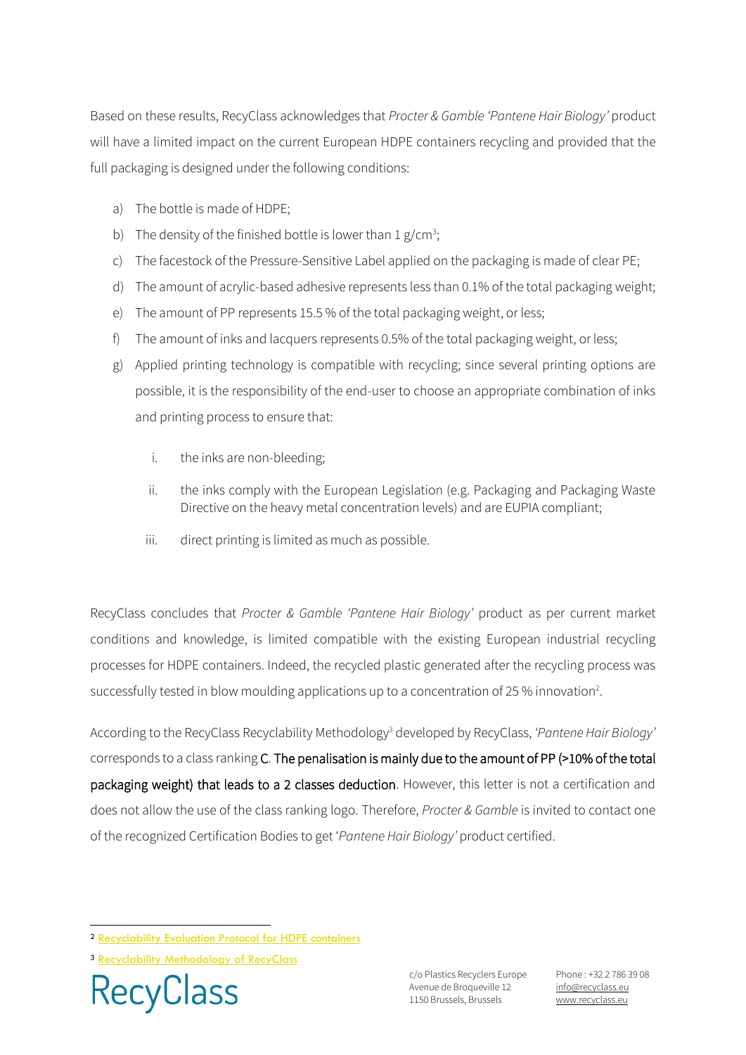Based on these results, RecyClass acknowledges that *Procter & Gamble 'Pantene Hair Biology'* product will have a limited impact on the current European HDPE containers recycling and provided that the full packaging is designed under the following conditions:

a) The bottle is made of HDPE;

b) The density of the finished bottle is lower than 1 g/cm$^3$;

c) The facestock of the Pressure-Sensitive Label applied on the packaging is made of clear PE;

d) The amount of acrylic-based adhesive represents less than 0.1% of the total packaging weight;

e) The amount of PP represents 15.5 % of the total packaging weight, or less;

f) The amount of inks and lacquers represents 0.5% of the total packaging weight, or less;

g) Applied printing technology is compatible with recycling; since several printing options are possible, it is the responsibility of the end-user to choose an appropriate combination of inks and printing process to ensure that:

   i. the inks are non-bleeding;

   ii. the inks comply with the European Legislation (e.g. Packaging and Packaging Waste Directive on the heavy metal concentration levels) and are EUPIA compliant;

   iii. direct printing is limited as much as possible.

RecyClass concludes that *Procter & Gamble 'Pantene Hair Biology'* product as per current market conditions and knowledge, is limited compatible with the existing European industrial recycling processes for HDPE containers. Indeed, the recycled plastic generated after the recycling process was successfully tested in blow moulding applications up to a concentration of 25 % innovation[2].

According to the RecyClass Recyclability Methodology[3] developed by RecyClass, *'Pantene Hair Biology'* corresponds to a class ranking C. The penalisation is mainly due to the amount of PP (>10% of the total packaging weight) that leads to a 2 classes deduction. However, this letter is not a certification and does not allow the use of the class ranking logo. Therefore, *Procter & Gamble* is invited to contact one of the recognized Certification Bodies to get '*Pantene Hair Biology'* product certified.

---

[2] Recyclability Evaluation Protocol for HDPE containers

[3] Recyclability Methodology of RecyClass

RecyClass

c/o Plastics Recyclers Europe
Avenue de Broqueville 12
1150 Brussels, Brussels

Phone : +32 2 786 39 08
info@recyclass.eu
www.recyclass.eu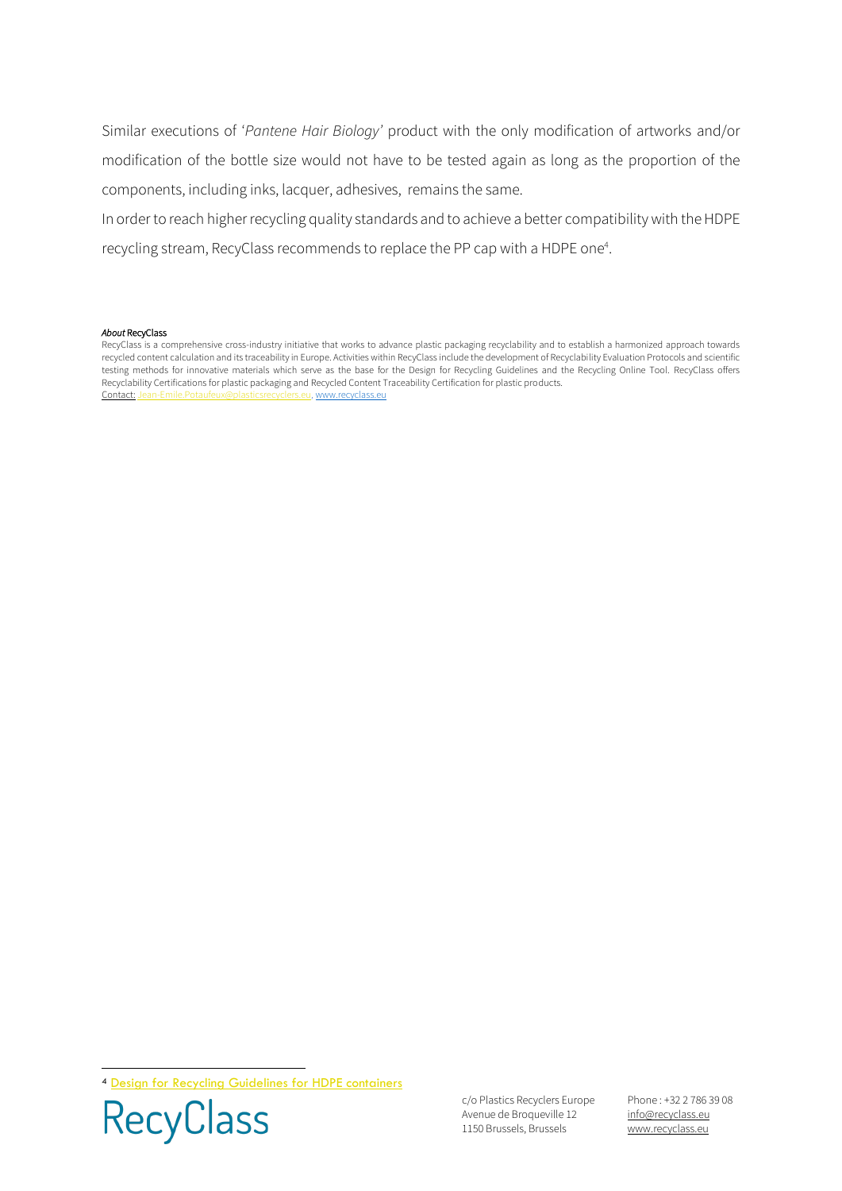Similar executions of '*Pantene Hair Biology*' product with the only modification of artworks and/or modification of the bottle size would not have to be tested again as long as the proportion of the components, including inks, lacquer, adhesives, remains the same.

In order to reach higher recycling quality standards and to achieve a better compatibility with the HDPE recycling stream, RecyClass recommends to replace the PP cap with a HDPE one[4].

***About* RecyClass**

RecyClass is a comprehensive cross-industry initiative that works to advance plastic packaging recyclability and to establish a harmonized approach towards recycled content calculation and its traceability in Europe. Activities within RecyClass include the development of Recyclability Evaluation Protocols and scientific testing methods for innovative materials which serve as the base for the Design for Recycling Guidelines and the Recycling Online Tool. RecyClass offers Recyclability Certifications for plastic packaging and Recycled Content Traceability Certification for plastic products.

Contact: Jean-Emile.Potaufeux@plasticsrecyclers.eu, www.recyclass.eu

[4] Design for Recycling Guidelines for HDPE containers

RecyClass

c/o Plastics Recyclers Europe
Avenue de Broqueville 12
1150 Brussels, Brussels

Phone : +32 2 786 39 08
info@recyclass.eu
www.recyclass.eu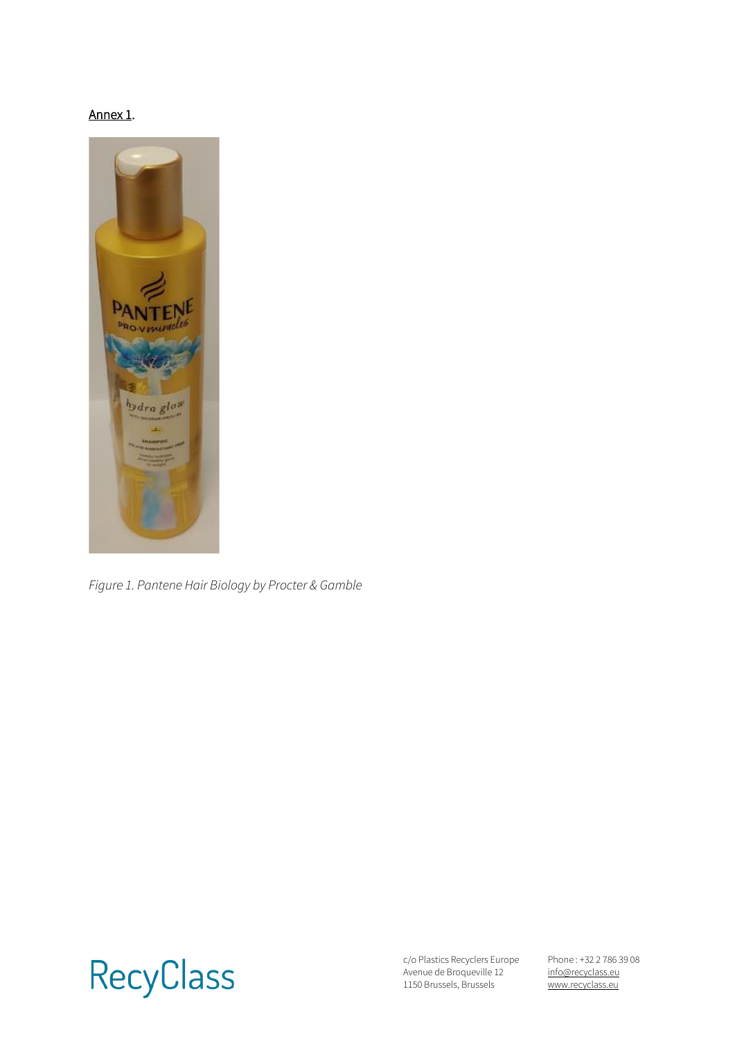Annex 1.

*Figure 1. Pantene Hair Biology by Procter & Gamble*